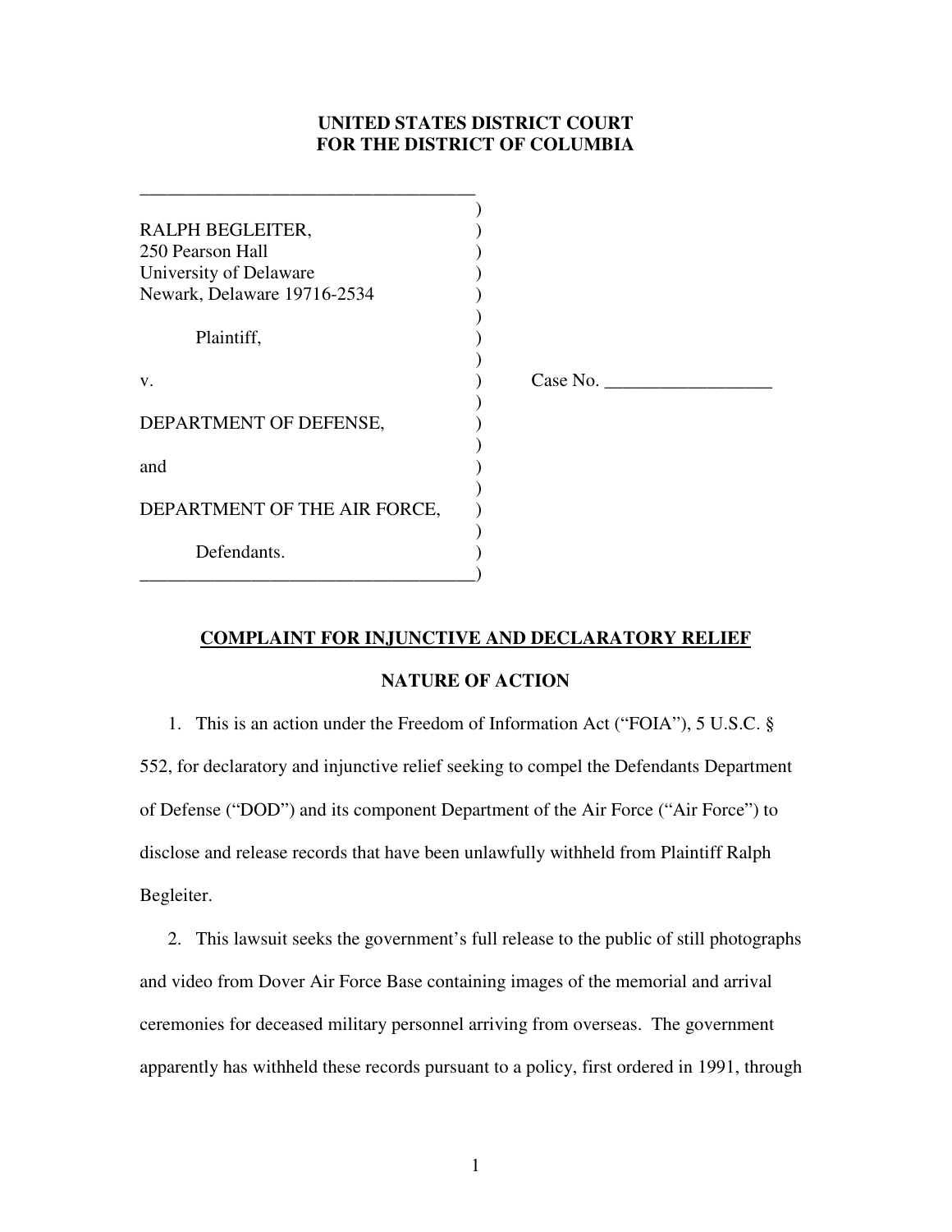**UNITED STATES DISTRICT COURT**
**FOR THE DISTRICT OF COLUMBIA**

RALPH BEGLEITER,
250 Pearson Hall
University of Delaware
Newark, Delaware 19716-2534

Plaintiff,

v.

DEPARTMENT OF DEFENSE,

and

DEPARTMENT OF THE AIR FORCE,

Defendants.

Case No. __________________

## COMPLAINT FOR INJUNCTIVE AND DECLARATORY RELIEF

## NATURE OF ACTION

1. This is an action under the Freedom of Information Act ("FOIA"), 5 U.S.C. § 552, for declaratory and injunctive relief seeking to compel the Defendants Department of Defense ("DOD") and its component Department of the Air Force ("Air Force") to disclose and release records that have been unlawfully withheld from Plaintiff Ralph Begleiter.

2. This lawsuit seeks the government's full release to the public of still photographs and video from Dover Air Force Base containing images of the memorial and arrival ceremonies for deceased military personnel arriving from overseas. The government apparently has withheld these records pursuant to a policy, first ordered in 1991, through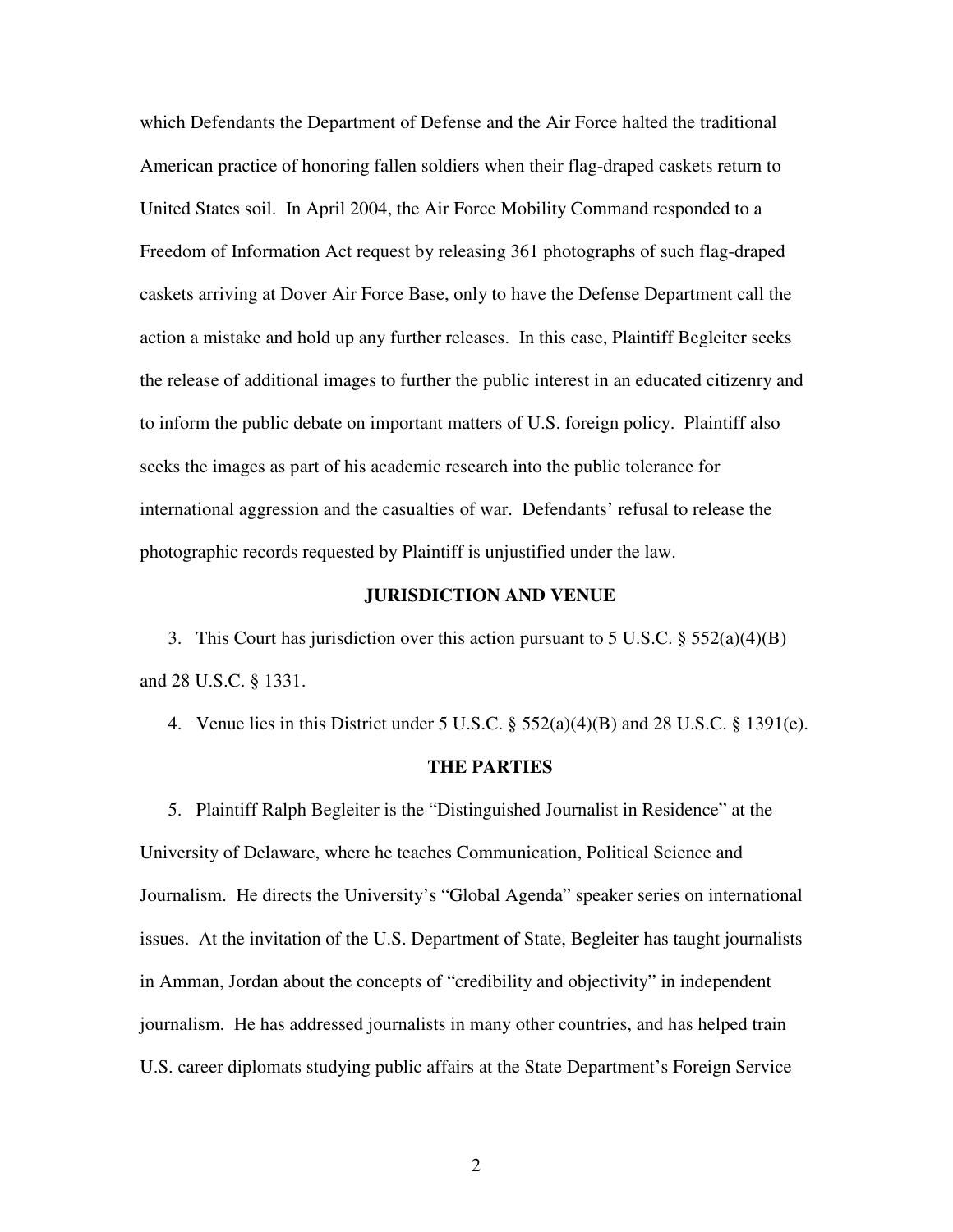which Defendants the Department of Defense and the Air Force halted the traditional American practice of honoring fallen soldiers when their flag-draped caskets return to United States soil. In April 2004, the Air Force Mobility Command responded to a Freedom of Information Act request by releasing 361 photographs of such flag-draped caskets arriving at Dover Air Force Base, only to have the Defense Department call the action a mistake and hold up any further releases. In this case, Plaintiff Begleiter seeks the release of additional images to further the public interest in an educated citizenry and to inform the public debate on important matters of U.S. foreign policy. Plaintiff also seeks the images as part of his academic research into the public tolerance for international aggression and the casualties of war. Defendants' refusal to release the photographic records requested by Plaintiff is unjustified under the law.

## JURISDICTION AND VENUE

3. This Court has jurisdiction over this action pursuant to 5 U.S.C. § 552(a)(4)(B) and 28 U.S.C. § 1331.

4. Venue lies in this District under 5 U.S.C. § 552(a)(4)(B) and 28 U.S.C. § 1391(e).

## THE PARTIES

5. Plaintiff Ralph Begleiter is the "Distinguished Journalist in Residence" at the University of Delaware, where he teaches Communication, Political Science and Journalism. He directs the University's "Global Agenda" speaker series on international issues. At the invitation of the U.S. Department of State, Begleiter has taught journalists in Amman, Jordan about the concepts of "credibility and objectivity" in independent journalism. He has addressed journalists in many other countries, and has helped train U.S. career diplomats studying public affairs at the State Department's Foreign Service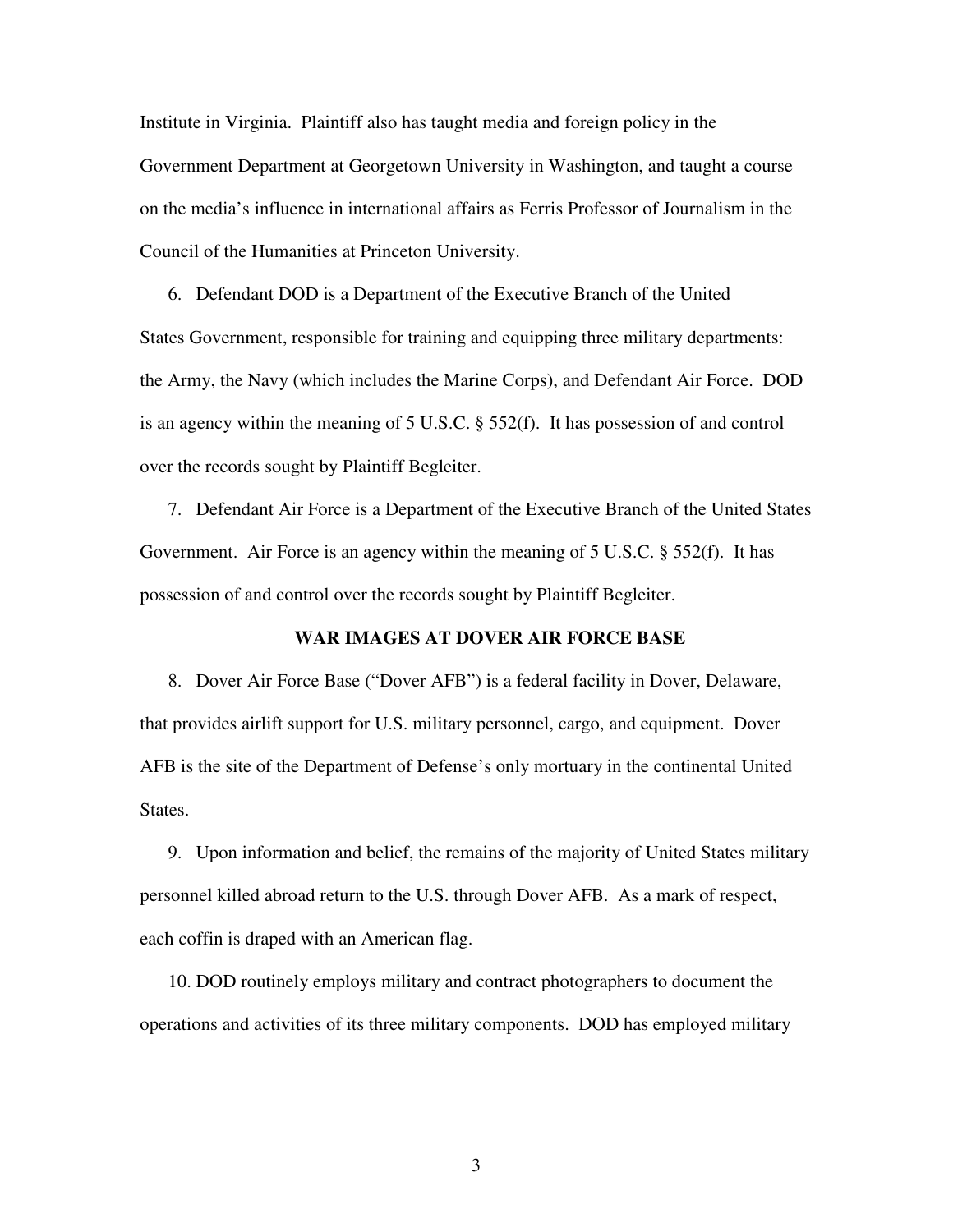Institute in Virginia. Plaintiff also has taught media and foreign policy in the Government Department at Georgetown University in Washington, and taught a course on the media's influence in international affairs as Ferris Professor of Journalism in the Council of the Humanities at Princeton University.

6. Defendant DOD is a Department of the Executive Branch of the United States Government, responsible for training and equipping three military departments: the Army, the Navy (which includes the Marine Corps), and Defendant Air Force. DOD is an agency within the meaning of 5 U.S.C. § 552(f). It has possession of and control over the records sought by Plaintiff Begleiter.

7. Defendant Air Force is a Department of the Executive Branch of the United States Government. Air Force is an agency within the meaning of 5 U.S.C. § 552(f). It has possession of and control over the records sought by Plaintiff Begleiter.

## WAR IMAGES AT DOVER AIR FORCE BASE

8. Dover Air Force Base ("Dover AFB") is a federal facility in Dover, Delaware, that provides airlift support for U.S. military personnel, cargo, and equipment. Dover AFB is the site of the Department of Defense's only mortuary in the continental United States.

9. Upon information and belief, the remains of the majority of United States military personnel killed abroad return to the U.S. through Dover AFB. As a mark of respect, each coffin is draped with an American flag.

10. DOD routinely employs military and contract photographers to document the operations and activities of its three military components. DOD has employed military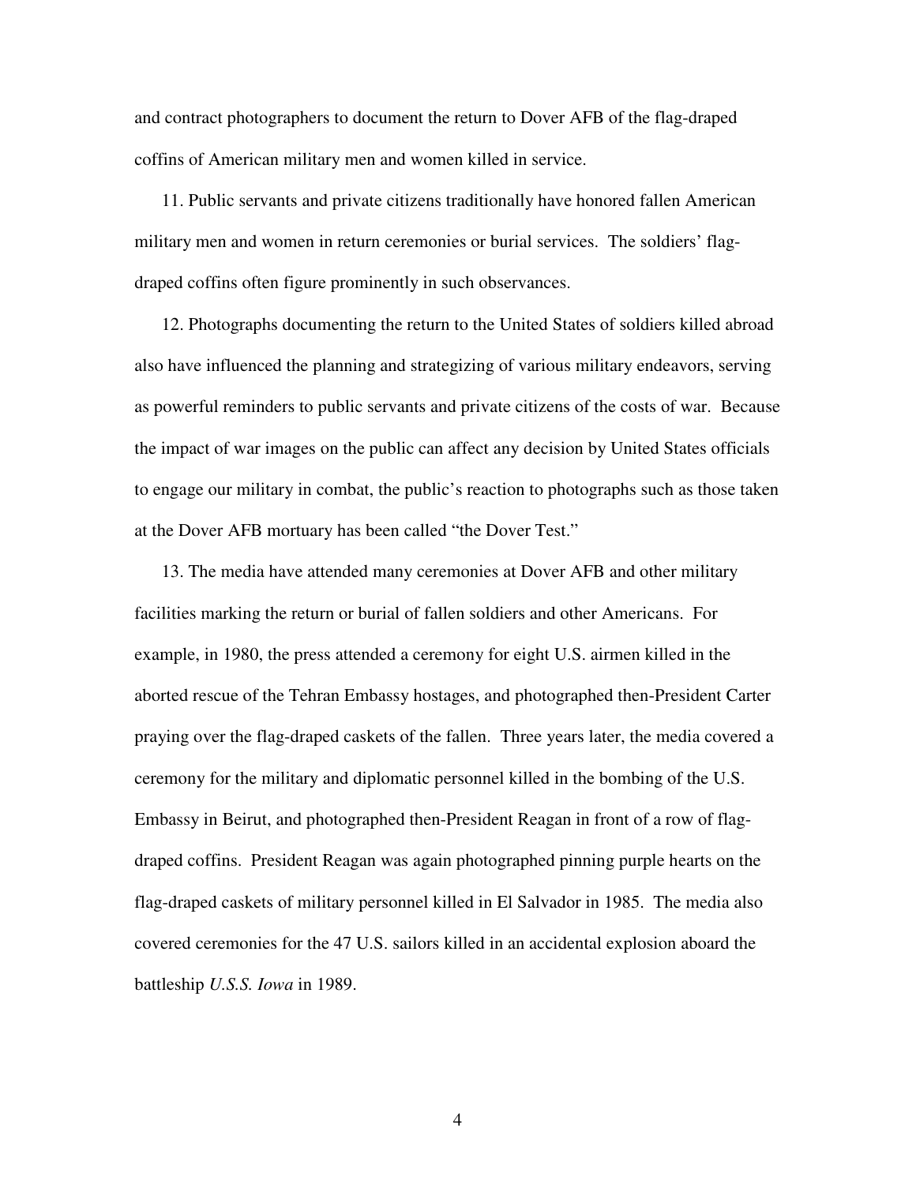and contract photographers to document the return to Dover AFB of the flag-draped coffins of American military men and women killed in service.

11. Public servants and private citizens traditionally have honored fallen American military men and women in return ceremonies or burial services. The soldiers' flag-draped coffins often figure prominently in such observances.

12. Photographs documenting the return to the United States of soldiers killed abroad also have influenced the planning and strategizing of various military endeavors, serving as powerful reminders to public servants and private citizens of the costs of war. Because the impact of war images on the public can affect any decision by United States officials to engage our military in combat, the public's reaction to photographs such as those taken at the Dover AFB mortuary has been called "the Dover Test."

13. The media have attended many ceremonies at Dover AFB and other military facilities marking the return or burial of fallen soldiers and other Americans. For example, in 1980, the press attended a ceremony for eight U.S. airmen killed in the aborted rescue of the Tehran Embassy hostages, and photographed then-President Carter praying over the flag-draped caskets of the fallen. Three years later, the media covered a ceremony for the military and diplomatic personnel killed in the bombing of the U.S. Embassy in Beirut, and photographed then-President Reagan in front of a row of flag-draped coffins. President Reagan was again photographed pinning purple hearts on the flag-draped caskets of military personnel killed in El Salvador in 1985. The media also covered ceremonies for the 47 U.S. sailors killed in an accidental explosion aboard the battleship *U.S.S. Iowa* in 1989.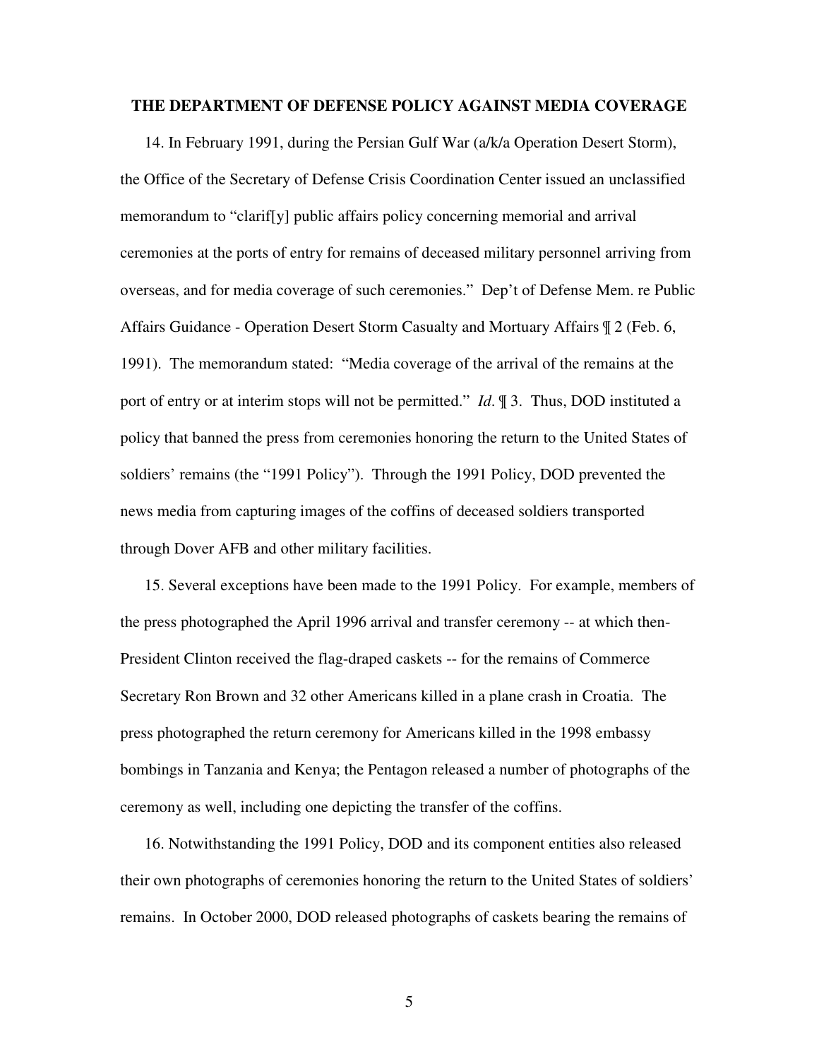## THE DEPARTMENT OF DEFENSE POLICY AGAINST MEDIA COVERAGE

14. In February 1991, during the Persian Gulf War (a/k/a Operation Desert Storm), the Office of the Secretary of Defense Crisis Coordination Center issued an unclassified memorandum to "clarif[y] public affairs policy concerning memorial and arrival ceremonies at the ports of entry for remains of deceased military personnel arriving from overseas, and for media coverage of such ceremonies." Dep't of Defense Mem. re Public Affairs Guidance - Operation Desert Storm Casualty and Mortuary Affairs ¶ 2 (Feb. 6, 1991). The memorandum stated: "Media coverage of the arrival of the remains at the port of entry or at interim stops will not be permitted." *Id*. ¶ 3. Thus, DOD instituted a policy that banned the press from ceremonies honoring the return to the United States of soldiers' remains (the "1991 Policy"). Through the 1991 Policy, DOD prevented the news media from capturing images of the coffins of deceased soldiers transported through Dover AFB and other military facilities.

15. Several exceptions have been made to the 1991 Policy. For example, members of the press photographed the April 1996 arrival and transfer ceremony -- at which then-President Clinton received the flag-draped caskets -- for the remains of Commerce Secretary Ron Brown and 32 other Americans killed in a plane crash in Croatia. The press photographed the return ceremony for Americans killed in the 1998 embassy bombings in Tanzania and Kenya; the Pentagon released a number of photographs of the ceremony as well, including one depicting the transfer of the coffins.

16. Notwithstanding the 1991 Policy, DOD and its component entities also released their own photographs of ceremonies honoring the return to the United States of soldiers' remains. In October 2000, DOD released photographs of caskets bearing the remains of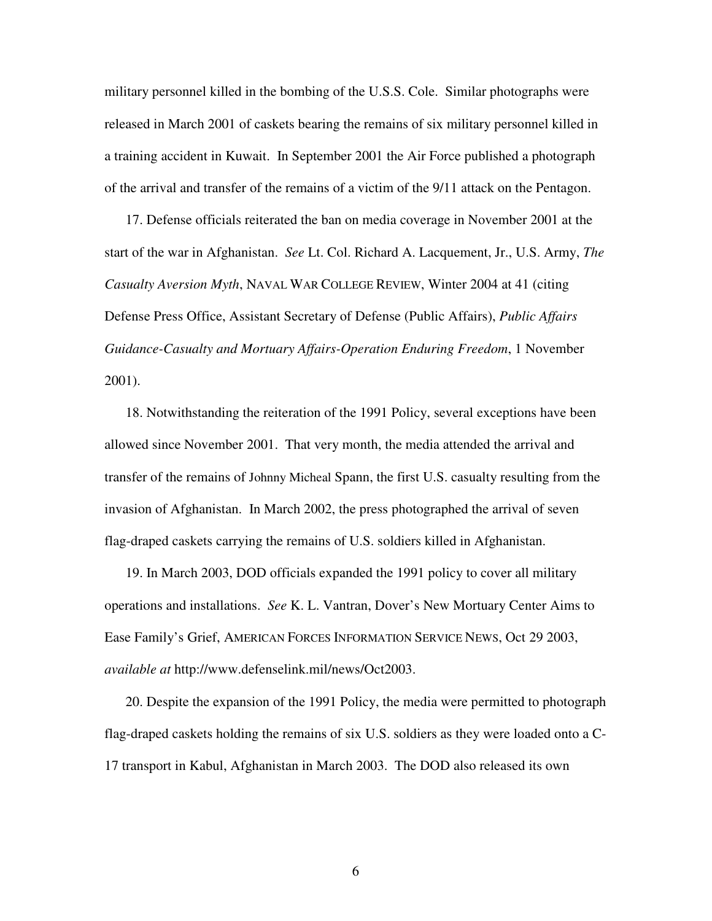military personnel killed in the bombing of the U.S.S. Cole. Similar photographs were released in March 2001 of caskets bearing the remains of six military personnel killed in a training accident in Kuwait. In September 2001 the Air Force published a photograph of the arrival and transfer of the remains of a victim of the 9/11 attack on the Pentagon.

17. Defense officials reiterated the ban on media coverage in November 2001 at the start of the war in Afghanistan. *See* Lt. Col. Richard A. Lacquement, Jr., U.S. Army, *The Casualty Aversion Myth*, NAVAL WAR COLLEGE REVIEW, Winter 2004 at 41 (citing Defense Press Office, Assistant Secretary of Defense (Public Affairs), *Public Affairs Guidance-Casualty and Mortuary Affairs-Operation Enduring Freedom*, 1 November 2001).

18. Notwithstanding the reiteration of the 1991 Policy, several exceptions have been allowed since November 2001. That very month, the media attended the arrival and transfer of the remains of Johnny Micheal Spann, the first U.S. casualty resulting from the invasion of Afghanistan. In March 2002, the press photographed the arrival of seven flag-draped caskets carrying the remains of U.S. soldiers killed in Afghanistan.

19. In March 2003, DOD officials expanded the 1991 policy to cover all military operations and installations. *See* K. L. Vantran, Dover's New Mortuary Center Aims to Ease Family's Grief, AMERICAN FORCES INFORMATION SERVICE NEWS, Oct 29 2003, *available at* http://www.defenselink.mil/news/Oct2003.

20. Despite the expansion of the 1991 Policy, the media were permitted to photograph flag-draped caskets holding the remains of six U.S. soldiers as they were loaded onto a C-17 transport in Kabul, Afghanistan in March 2003. The DOD also released its own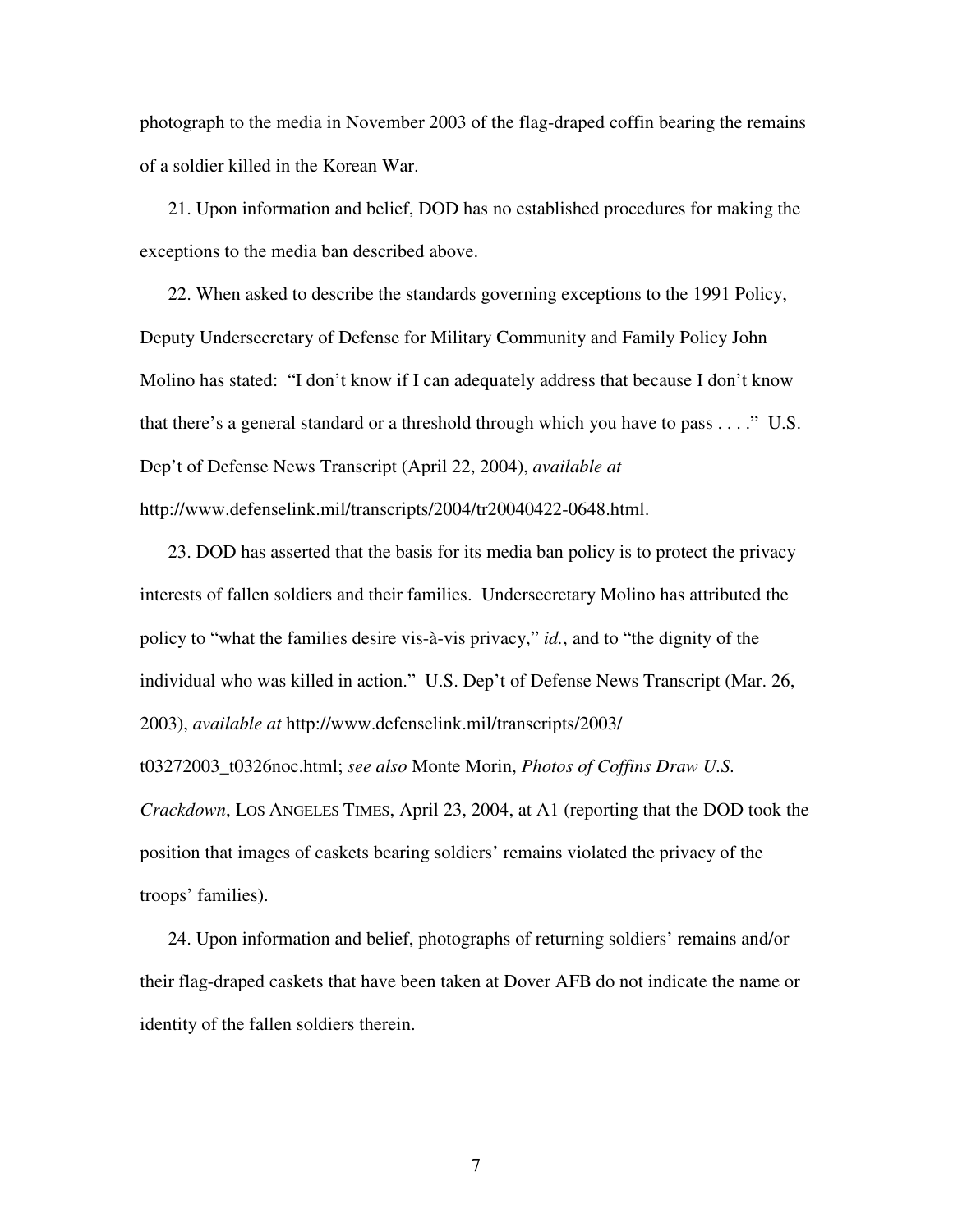photograph to the media in November 2003 of the flag-draped coffin bearing the remains of a soldier killed in the Korean War.

21. Upon information and belief, DOD has no established procedures for making the exceptions to the media ban described above.

22. When asked to describe the standards governing exceptions to the 1991 Policy, Deputy Undersecretary of Defense for Military Community and Family Policy John Molino has stated: "I don't know if I can adequately address that because I don't know that there's a general standard or a threshold through which you have to pass . . . ." U.S. Dep't of Defense News Transcript (April 22, 2004), *available at* http://www.defenselink.mil/transcripts/2004/tr20040422-0648.html.

23. DOD has asserted that the basis for its media ban policy is to protect the privacy interests of fallen soldiers and their families. Undersecretary Molino has attributed the policy to "what the families desire vis-à-vis privacy," *id.*, and to "the dignity of the individual who was killed in action." U.S. Dep't of Defense News Transcript (Mar. 26, 2003), *available at* http://www.defenselink.mil/transcripts/2003/t03272003_t0326noc.html; *see also* Monte Morin, *Photos of Coffins Draw U.S. Crackdown*, LOS ANGELES TIMES, April 23, 2004, at A1 (reporting that the DOD took the position that images of caskets bearing soldiers' remains violated the privacy of the troops' families).

24. Upon information and belief, photographs of returning soldiers' remains and/or their flag-draped caskets that have been taken at Dover AFB do not indicate the name or identity of the fallen soldiers therein.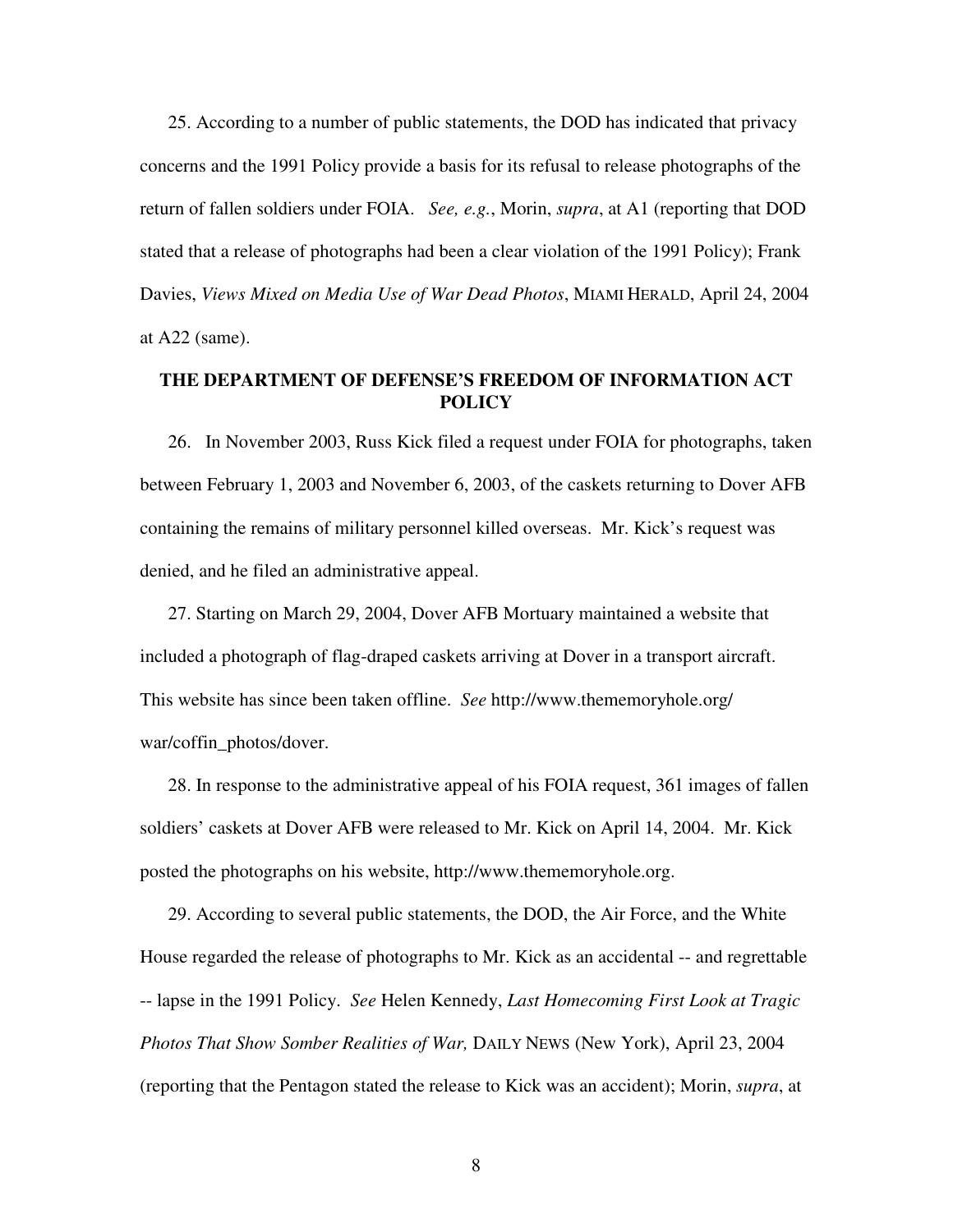25. According to a number of public statements, the DOD has indicated that privacy concerns and the 1991 Policy provide a basis for its refusal to release photographs of the return of fallen soldiers under FOIA. *See, e.g.*, Morin, *supra*, at A1 (reporting that DOD stated that a release of photographs had been a clear violation of the 1991 Policy); Frank Davies, *Views Mixed on Media Use of War Dead Photos*, MIAMI HERALD, April 24, 2004 at A22 (same).

## THE DEPARTMENT OF DEFENSE'S FREEDOM OF INFORMATION ACT POLICY

26. In November 2003, Russ Kick filed a request under FOIA for photographs, taken between February 1, 2003 and November 6, 2003, of the caskets returning to Dover AFB containing the remains of military personnel killed overseas. Mr. Kick's request was denied, and he filed an administrative appeal.

27. Starting on March 29, 2004, Dover AFB Mortuary maintained a website that included a photograph of flag-draped caskets arriving at Dover in a transport aircraft. This website has since been taken offline. *See* http://www.thememoryhole.org/war/coffin_photos/dover.

28. In response to the administrative appeal of his FOIA request, 361 images of fallen soldiers' caskets at Dover AFB were released to Mr. Kick on April 14, 2004. Mr. Kick posted the photographs on his website, http://www.thememoryhole.org.

29. According to several public statements, the DOD, the Air Force, and the White House regarded the release of photographs to Mr. Kick as an accidental -- and regrettable -- lapse in the 1991 Policy. *See* Helen Kennedy, *Last Homecoming First Look at Tragic Photos That Show Somber Realities of War,* DAILY NEWS (New York), April 23, 2004 (reporting that the Pentagon stated the release to Kick was an accident); Morin, *supra*, at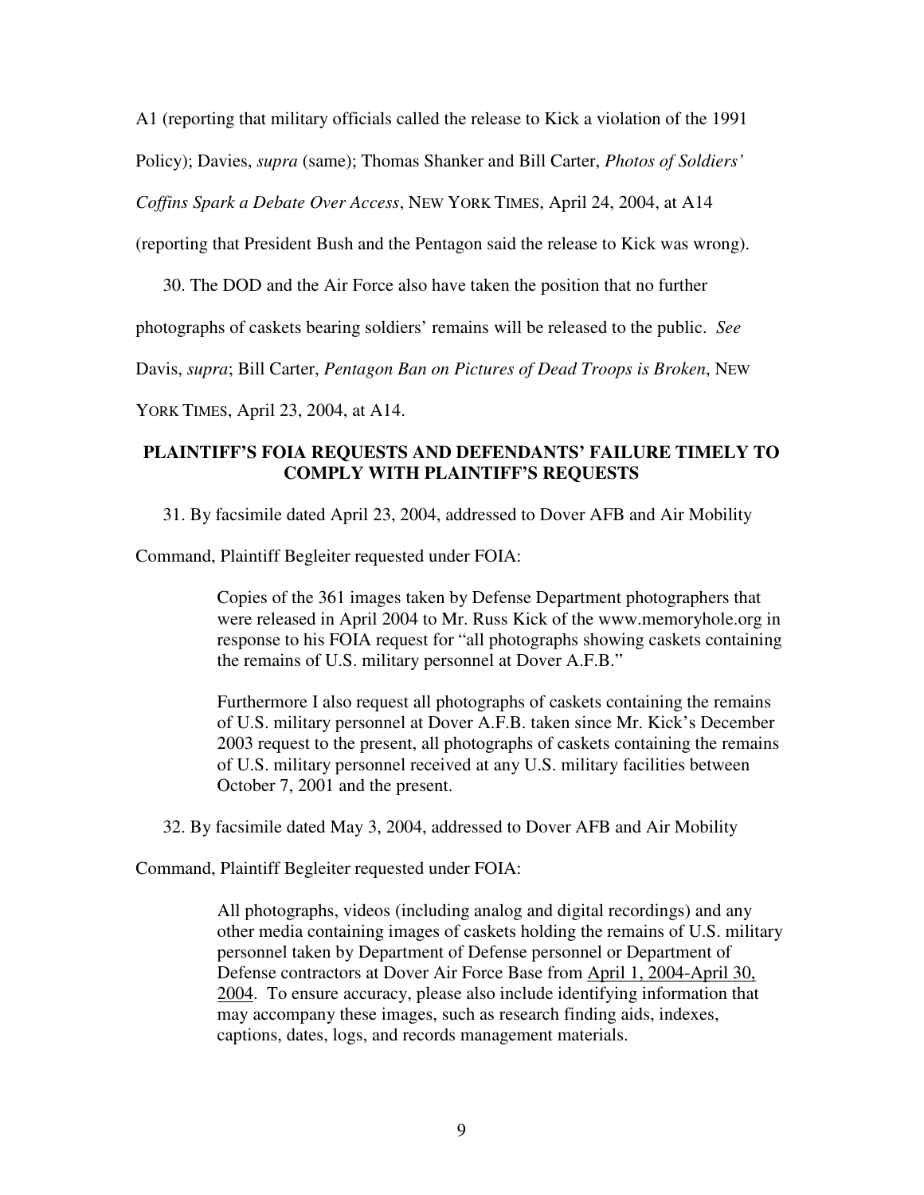A1 (reporting that military officials called the release to Kick a violation of the 1991 Policy); Davies, *supra* (same); Thomas Shanker and Bill Carter, *Photos of Soldiers' Coffins Spark a Debate Over Access*, NEW YORK TIMES, April 24, 2004, at A14 (reporting that President Bush and the Pentagon said the release to Kick was wrong).

30. The DOD and the Air Force also have taken the position that no further photographs of caskets bearing soldiers' remains will be released to the public. *See* Davis, *supra*; Bill Carter, *Pentagon Ban on Pictures of Dead Troops is Broken*, NEW YORK TIMES, April 23, 2004, at A14.

## PLAINTIFF'S FOIA REQUESTS AND DEFENDANTS' FAILURE TIMELY TO COMPLY WITH PLAINTIFF'S REQUESTS

31. By facsimile dated April 23, 2004, addressed to Dover AFB and Air Mobility Command, Plaintiff Begleiter requested under FOIA:

> Copies of the 361 images taken by Defense Department photographers that were released in April 2004 to Mr. Russ Kick of the www.memoryhole.org in response to his FOIA request for "all photographs showing caskets containing the remains of U.S. military personnel at Dover A.F.B."
>
> Furthermore I also request all photographs of caskets containing the remains of U.S. military personnel at Dover A.F.B. taken since Mr. Kick's December 2003 request to the present, all photographs of caskets containing the remains of U.S. military personnel received at any U.S. military facilities between October 7, 2001 and the present.

32. By facsimile dated May 3, 2004, addressed to Dover AFB and Air Mobility Command, Plaintiff Begleiter requested under FOIA:

> All photographs, videos (including analog and digital recordings) and any other media containing images of caskets holding the remains of U.S. military personnel taken by Department of Defense personnel or Department of Defense contractors at Dover Air Force Base from April 1, 2004-April 30, 2004. To ensure accuracy, please also include identifying information that may accompany these images, such as research finding aids, indexes, captions, dates, logs, and records management materials.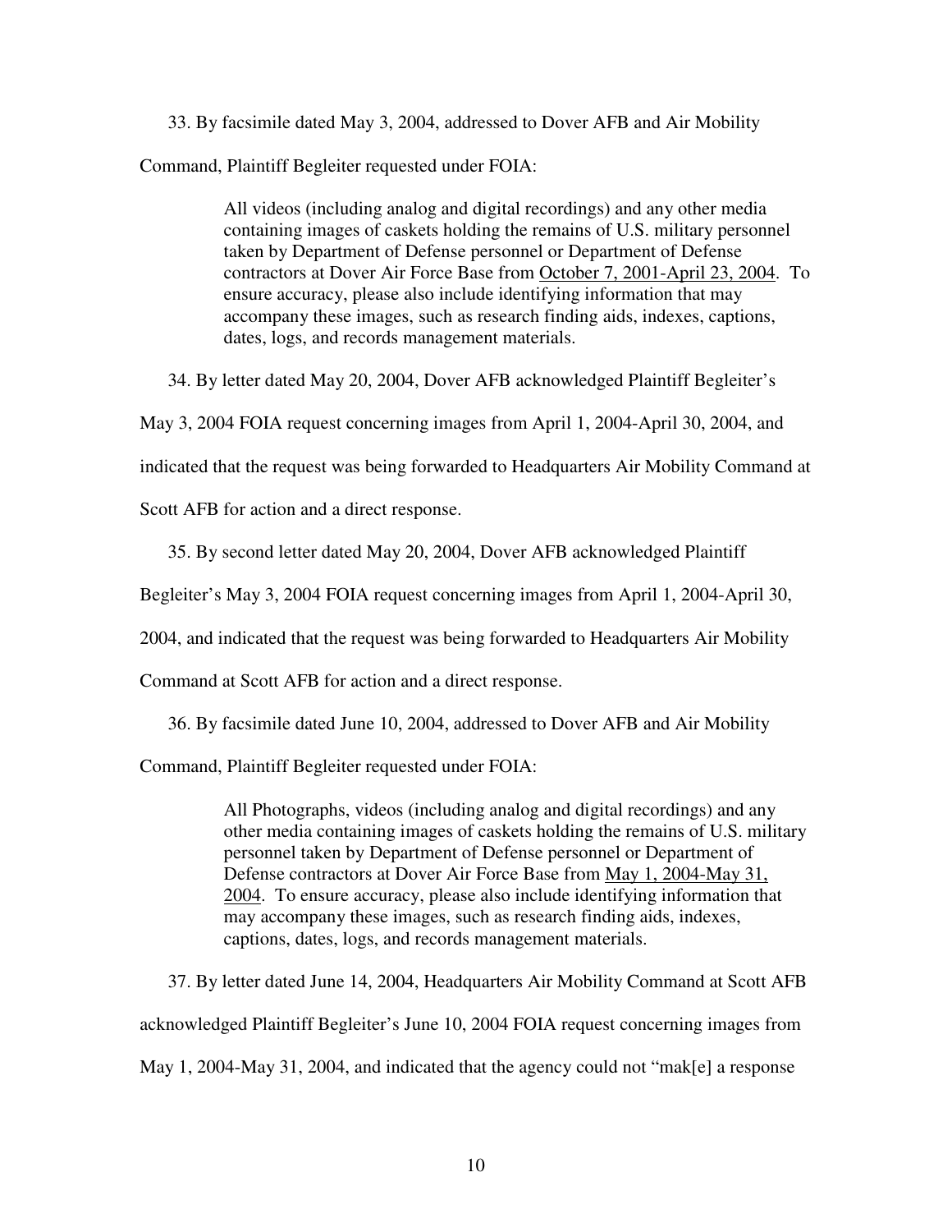33. By facsimile dated May 3, 2004, addressed to Dover AFB and Air Mobility Command, Plaintiff Begleiter requested under FOIA:

> All videos (including analog and digital recordings) and any other media containing images of caskets holding the remains of U.S. military personnel taken by Department of Defense personnel or Department of Defense contractors at Dover Air Force Base from October 7, 2001-April 23, 2004. To ensure accuracy, please also include identifying information that may accompany these images, such as research finding aids, indexes, captions, dates, logs, and records management materials.

34. By letter dated May 20, 2004, Dover AFB acknowledged Plaintiff Begleiter's May 3, 2004 FOIA request concerning images from April 1, 2004-April 30, 2004, and indicated that the request was being forwarded to Headquarters Air Mobility Command at Scott AFB for action and a direct response.

35. By second letter dated May 20, 2004, Dover AFB acknowledged Plaintiff Begleiter's May 3, 2004 FOIA request concerning images from April 1, 2004-April 30, 2004, and indicated that the request was being forwarded to Headquarters Air Mobility Command at Scott AFB for action and a direct response.

36. By facsimile dated June 10, 2004, addressed to Dover AFB and Air Mobility Command, Plaintiff Begleiter requested under FOIA:

> All Photographs, videos (including analog and digital recordings) and any other media containing images of caskets holding the remains of U.S. military personnel taken by Department of Defense personnel or Department of Defense contractors at Dover Air Force Base from May 1, 2004-May 31, 2004. To ensure accuracy, please also include identifying information that may accompany these images, such as research finding aids, indexes, captions, dates, logs, and records management materials.

37. By letter dated June 14, 2004, Headquarters Air Mobility Command at Scott AFB acknowledged Plaintiff Begleiter's June 10, 2004 FOIA request concerning images from May 1, 2004-May 31, 2004, and indicated that the agency could not "mak[e] a response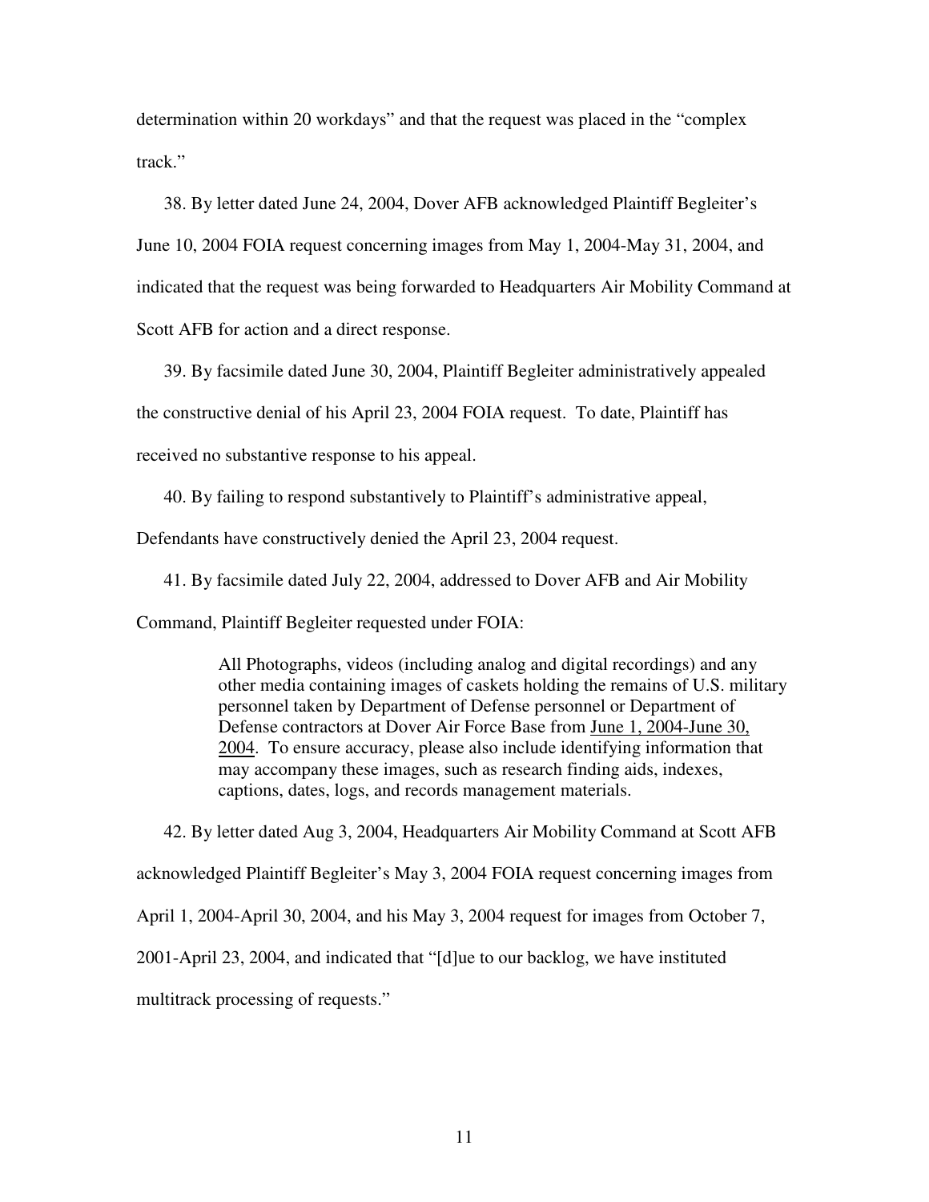determination within 20 workdays" and that the request was placed in the "complex track."

38. By letter dated June 24, 2004, Dover AFB acknowledged Plaintiff Begleiter's June 10, 2004 FOIA request concerning images from May 1, 2004-May 31, 2004, and indicated that the request was being forwarded to Headquarters Air Mobility Command at Scott AFB for action and a direct response.

39. By facsimile dated June 30, 2004, Plaintiff Begleiter administratively appealed the constructive denial of his April 23, 2004 FOIA request. To date, Plaintiff has received no substantive response to his appeal.

40. By failing to respond substantively to Plaintiff's administrative appeal, Defendants have constructively denied the April 23, 2004 request.

41. By facsimile dated July 22, 2004, addressed to Dover AFB and Air Mobility Command, Plaintiff Begleiter requested under FOIA:

> All Photographs, videos (including analog and digital recordings) and any other media containing images of caskets holding the remains of U.S. military personnel taken by Department of Defense personnel or Department of Defense contractors at Dover Air Force Base from <u>June 1, 2004-June 30, 2004</u>. To ensure accuracy, please also include identifying information that may accompany these images, such as research finding aids, indexes, captions, dates, logs, and records management materials.

42. By letter dated Aug 3, 2004, Headquarters Air Mobility Command at Scott AFB acknowledged Plaintiff Begleiter's May 3, 2004 FOIA request concerning images from April 1, 2004-April 30, 2004, and his May 3, 2004 request for images from October 7, 2001-April 23, 2004, and indicated that "[d]ue to our backlog, we have instituted multitrack processing of requests."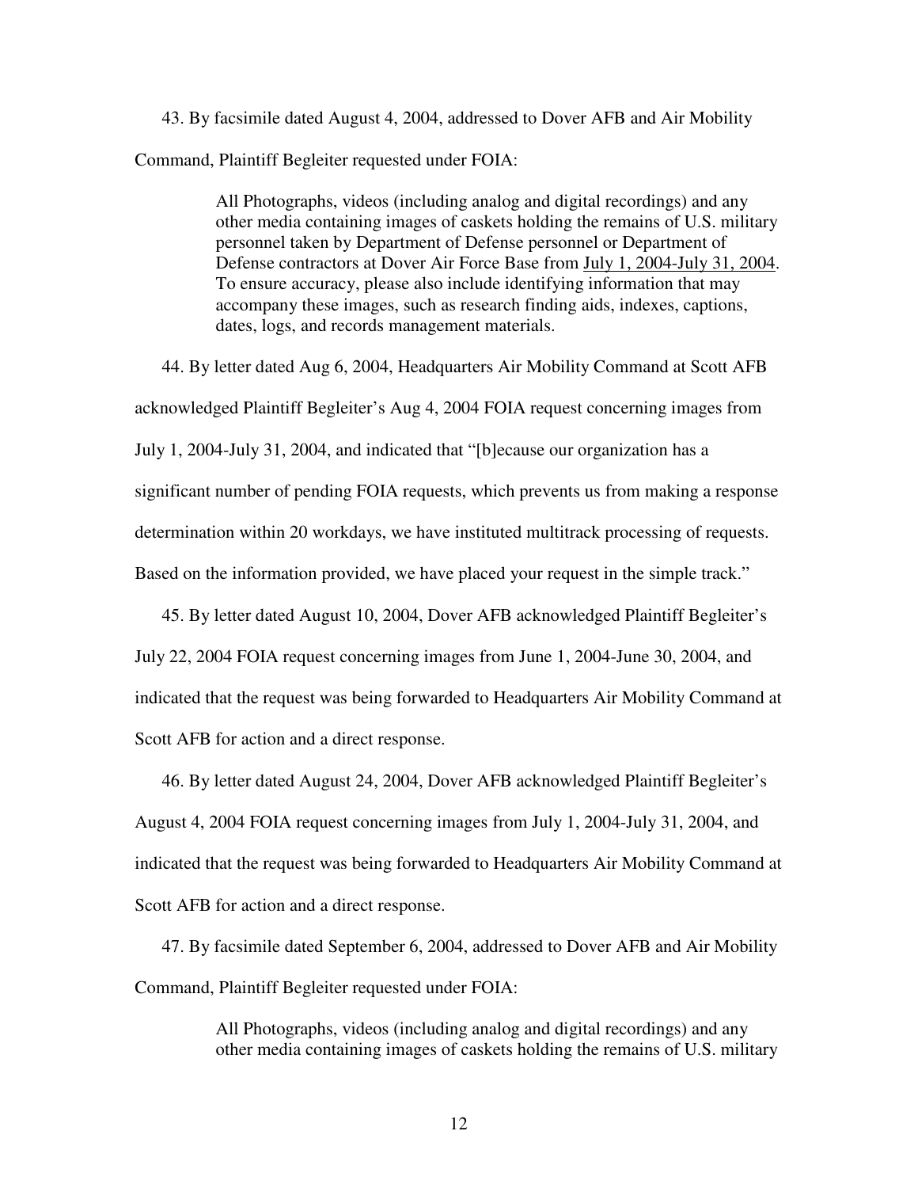43. By facsimile dated August 4, 2004, addressed to Dover AFB and Air Mobility Command, Plaintiff Begleiter requested under FOIA:

> All Photographs, videos (including analog and digital recordings) and any other media containing images of caskets holding the remains of U.S. military personnel taken by Department of Defense personnel or Department of Defense contractors at Dover Air Force Base from <u>July 1, 2004-July 31, 2004</u>. To ensure accuracy, please also include identifying information that may accompany these images, such as research finding aids, indexes, captions, dates, logs, and records management materials.

44. By letter dated Aug 6, 2004, Headquarters Air Mobility Command at Scott AFB acknowledged Plaintiff Begleiter's Aug 4, 2004 FOIA request concerning images from July 1, 2004-July 31, 2004, and indicated that "[b]ecause our organization has a significant number of pending FOIA requests, which prevents us from making a response determination within 20 workdays, we have instituted multitrack processing of requests. Based on the information provided, we have placed your request in the simple track."

45. By letter dated August 10, 2004, Dover AFB acknowledged Plaintiff Begleiter's July 22, 2004 FOIA request concerning images from June 1, 2004-June 30, 2004, and indicated that the request was being forwarded to Headquarters Air Mobility Command at Scott AFB for action and a direct response.

46. By letter dated August 24, 2004, Dover AFB acknowledged Plaintiff Begleiter's August 4, 2004 FOIA request concerning images from July 1, 2004-July 31, 2004, and indicated that the request was being forwarded to Headquarters Air Mobility Command at Scott AFB for action and a direct response.

47. By facsimile dated September 6, 2004, addressed to Dover AFB and Air Mobility Command, Plaintiff Begleiter requested under FOIA:

> All Photographs, videos (including analog and digital recordings) and any other media containing images of caskets holding the remains of U.S. military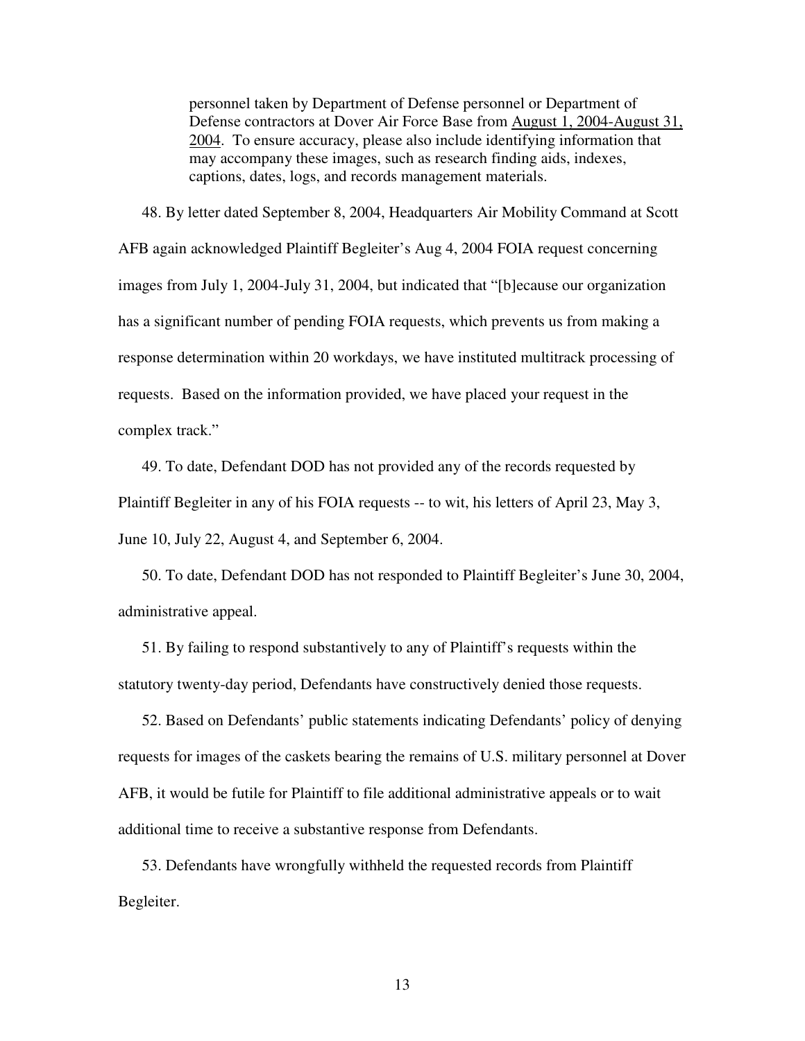> personnel taken by Department of Defense personnel or Department of Defense contractors at Dover Air Force Base from August 1, 2004-August 31, 2004. To ensure accuracy, please also include identifying information that may accompany these images, such as research finding aids, indexes, captions, dates, logs, and records management materials.

48. By letter dated September 8, 2004, Headquarters Air Mobility Command at Scott AFB again acknowledged Plaintiff Begleiter's Aug 4, 2004 FOIA request concerning images from July 1, 2004-July 31, 2004, but indicated that "[b]ecause our organization has a significant number of pending FOIA requests, which prevents us from making a response determination within 20 workdays, we have instituted multitrack processing of requests. Based on the information provided, we have placed your request in the complex track."

49. To date, Defendant DOD has not provided any of the records requested by Plaintiff Begleiter in any of his FOIA requests -- to wit, his letters of April 23, May 3, June 10, July 22, August 4, and September 6, 2004.

50. To date, Defendant DOD has not responded to Plaintiff Begleiter's June 30, 2004, administrative appeal.

51. By failing to respond substantively to any of Plaintiff's requests within the statutory twenty-day period, Defendants have constructively denied those requests.

52. Based on Defendants' public statements indicating Defendants' policy of denying requests for images of the caskets bearing the remains of U.S. military personnel at Dover AFB, it would be futile for Plaintiff to file additional administrative appeals or to wait additional time to receive a substantive response from Defendants.

53. Defendants have wrongfully withheld the requested records from Plaintiff Begleiter.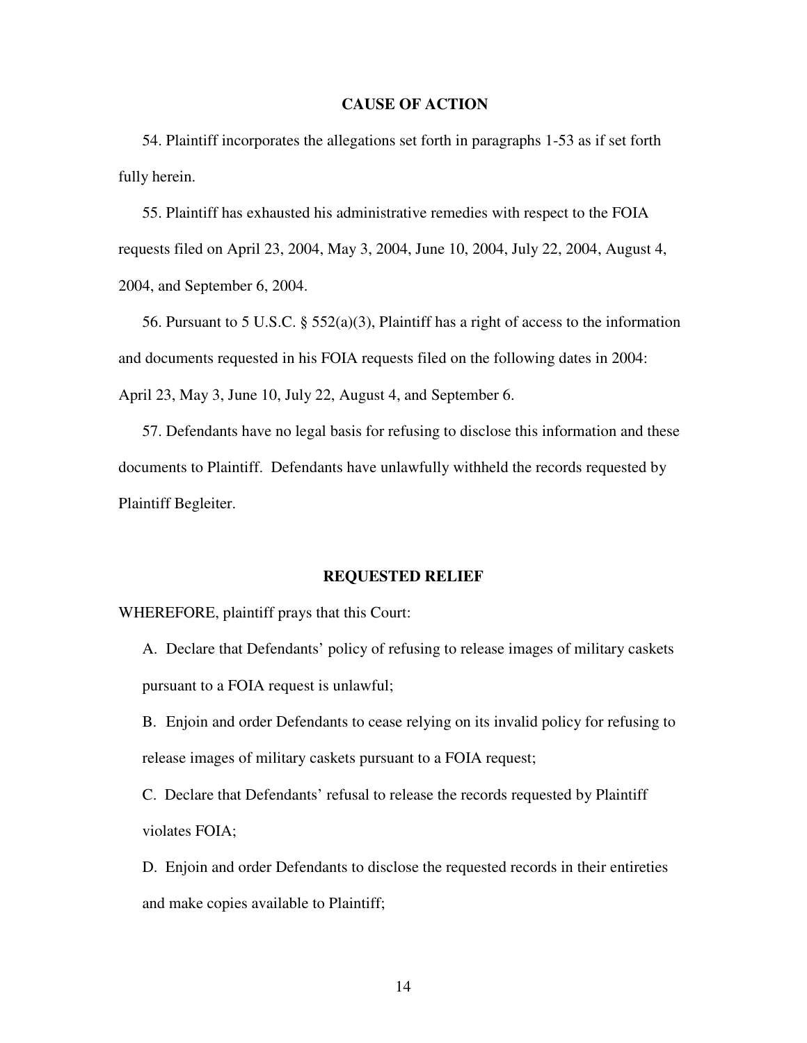## CAUSE OF ACTION

54. Plaintiff incorporates the allegations set forth in paragraphs 1-53 as if set forth fully herein.

55. Plaintiff has exhausted his administrative remedies with respect to the FOIA requests filed on April 23, 2004, May 3, 2004, June 10, 2004, July 22, 2004, August 4, 2004, and September 6, 2004.

56. Pursuant to 5 U.S.C. § 552(a)(3), Plaintiff has a right of access to the information and documents requested in his FOIA requests filed on the following dates in 2004: April 23, May 3, June 10, July 22, August 4, and September 6.

57. Defendants have no legal basis for refusing to disclose this information and these documents to Plaintiff. Defendants have unlawfully withheld the records requested by Plaintiff Begleiter.

## REQUESTED RELIEF

WHEREFORE, plaintiff prays that this Court:

A. Declare that Defendants' policy of refusing to release images of military caskets pursuant to a FOIA request is unlawful;

B. Enjoin and order Defendants to cease relying on its invalid policy for refusing to release images of military caskets pursuant to a FOIA request;

C. Declare that Defendants' refusal to release the records requested by Plaintiff violates FOIA;

D. Enjoin and order Defendants to disclose the requested records in their entireties and make copies available to Plaintiff;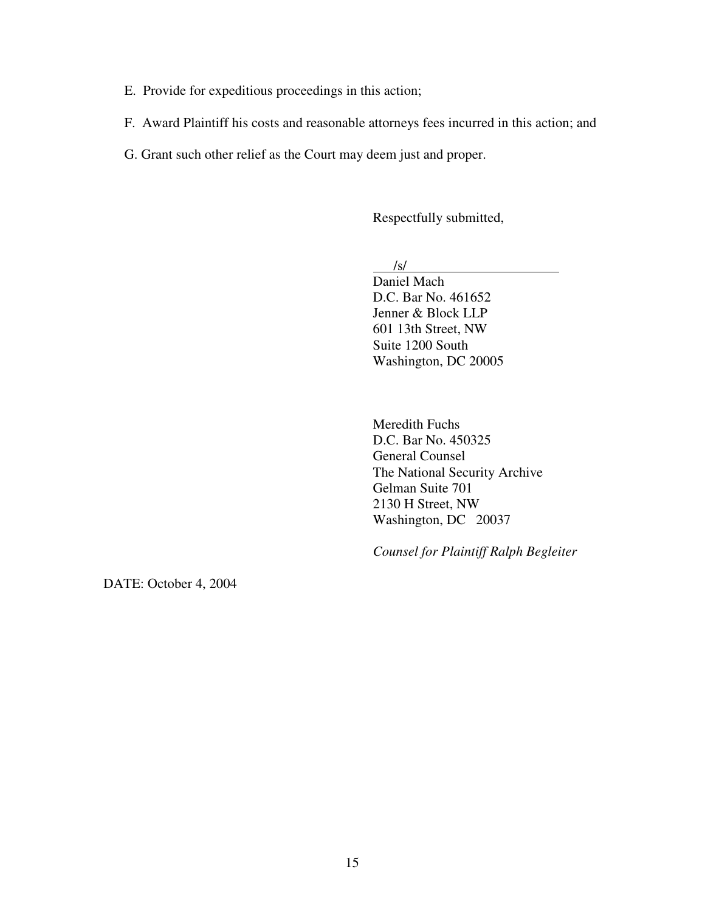E. Provide for expeditious proceedings in this action;

F. Award Plaintiff his costs and reasonable attorneys fees incurred in this action; and

G. Grant such other relief as the Court may deem just and proper.

Respectfully submitted,

/s/
Daniel Mach
D.C. Bar No. 461652
Jenner & Block LLP
601 13th Street, NW
Suite 1200 South
Washington, DC 20005

Meredith Fuchs
D.C. Bar No. 450325
General Counsel
The National Security Archive
Gelman Suite 701
2130 H Street, NW
Washington, DC 20037

*Counsel for Plaintiff Ralph Begleiter*

DATE: October 4, 2004